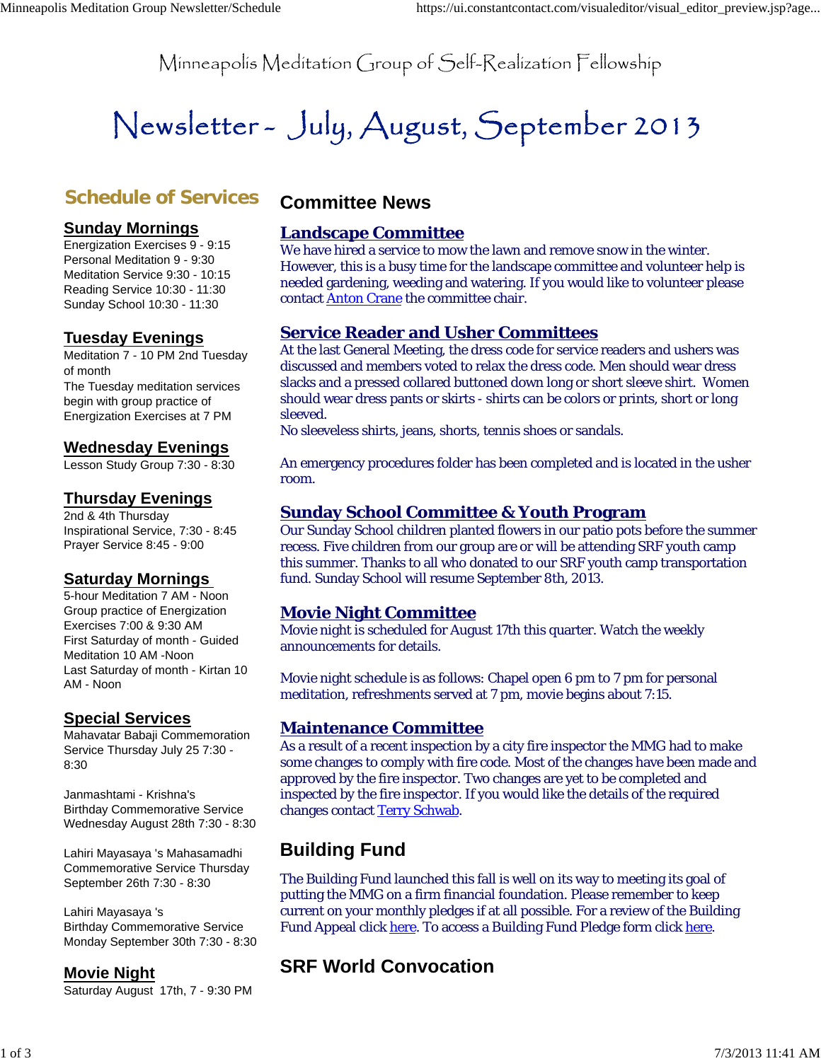Minneapolis Meditation Group of Self-Realization Fellowship

# Newsletter - July, August, September 2013

## Schedule of Services

### Sunday Mornings

Energization Exercises 9 - 9:15
Personal Meditation 9 - 9:30
Meditation Service 9:30 - 10:15
Reading Service 10:30 - 11:30
Sunday School 10:30 - 11:30

### Tuesday Evenings

Meditation 7 - 10 PM 2nd Tuesday of month
The Tuesday meditation services begin with group practice of Energization Exercises at 7 PM

### Wednesday Evenings

Lesson Study Group 7:30 - 8:30

### Thursday Evenings

2nd & 4th Thursday
Inspirational Service, 7:30 - 8:45
Prayer Service 8:45 - 9:00

### Saturday Mornings

5-hour Meditation 7 AM - Noon
Group practice of Energization Exercises 7:00 & 9:30 AM
First Saturday of month - Guided Meditation 10 AM -Noon
Last Saturday of month - Kirtan 10 AM - Noon

### Special Services

Mahavatar Babaji Commemoration Service Thursday July 25 7:30 - 8:30

Janmashtami - Krishna's Birthday Commemorative Service Wednesday August 28th 7:30 - 8:30

Lahiri Mayasaya 's Mahasamadhi Commemorative Service Thursday September 26th 7:30 - 8:30

Lahiri Mayasaya 's Birthday Commemorative Service Monday September 30th 7:30 - 8:30

### Movie Night

Saturday August 17th, 7 - 9:30 PM

## Committee News

### Landscape Committee

We have hired a service to mow the lawn and remove snow in the winter. However, this is a busy time for the landscape committee and volunteer help is needed gardening, weeding and watering. If you would like to volunteer please contact Anton Crane the committee chair.

### Service Reader and Usher Committees

At the last General Meeting, the dress code for service readers and ushers was discussed and members voted to relax the dress code. Men should wear dress slacks and a pressed collared buttoned down long or short sleeve shirt. Women should wear dress pants or skirts - shirts can be colors or prints, short or long sleeved.
No sleeveless shirts, jeans, shorts, tennis shoes or sandals.

An emergency procedures folder has been completed and is located in the usher room.

### Sunday School Committee & Youth Program

Our Sunday School children planted flowers in our patio pots before the summer recess. Five children from our group are or will be attending SRF youth camp this summer. Thanks to all who donated to our SRF youth camp transportation fund. Sunday School will resume September 8th, 2013.

### Movie Night Committee

Movie night is scheduled for August 17th this quarter. Watch the weekly announcements for details.

Movie night schedule is as follows: Chapel open 6 pm to 7 pm for personal meditation, refreshments served at 7 pm, movie begins about 7:15.

### Maintenance Committee

As a result of a recent inspection by a city fire inspector the MMG had to make some changes to comply with fire code. Most of the changes have been made and approved by the fire inspector. Two changes are yet to be completed and inspected by the fire inspector. If you would like the details of the required changes contact Terry Schwab.

## Building Fund

The Building Fund launched this fall is well on its way to meeting its goal of putting the MMG on a firm financial foundation. Please remember to keep current on your monthly pledges if at all possible. For a review of the Building Fund Appeal click here. To access a Building Fund Pledge form click here.

## SRF World Convocation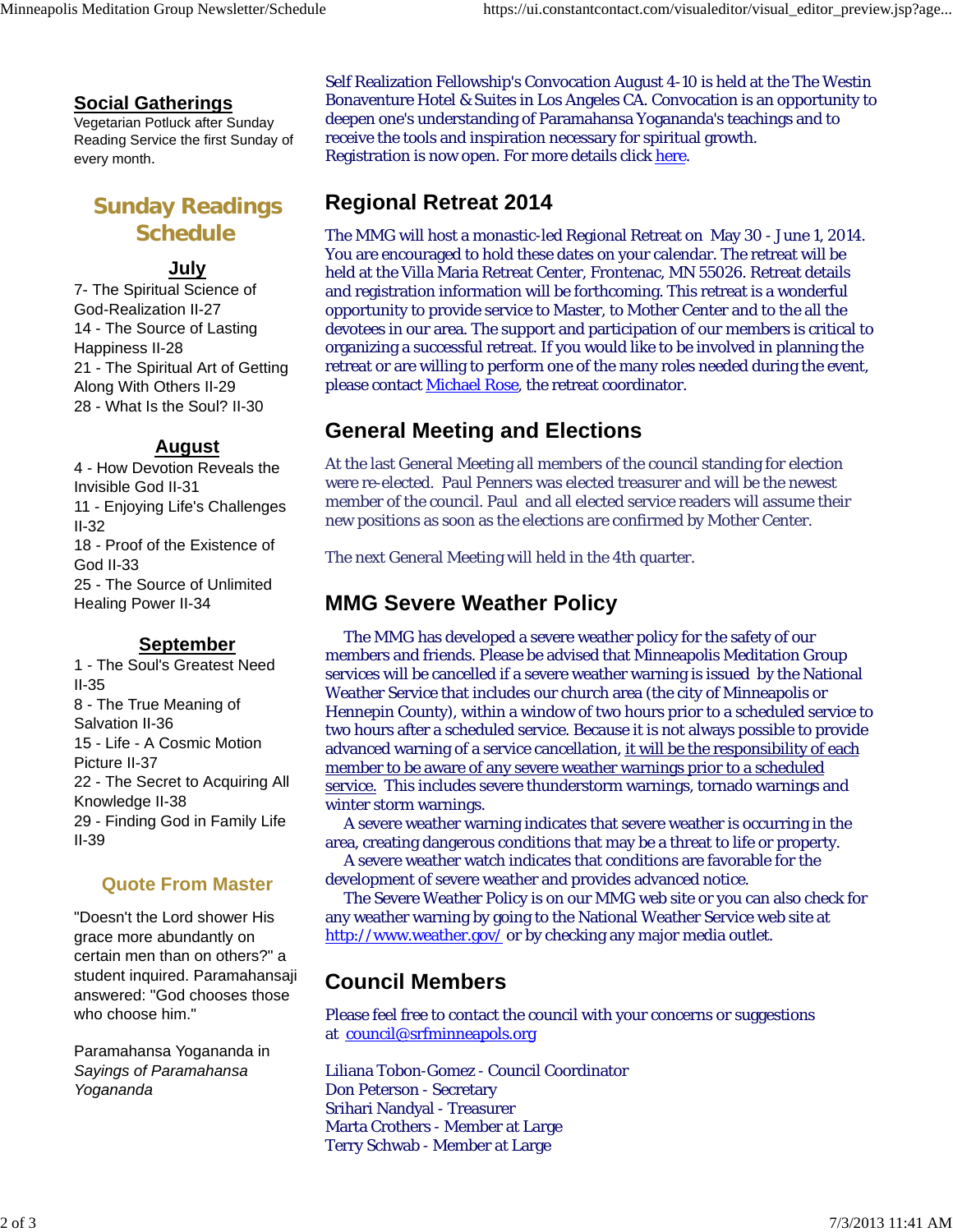## Social Gatherings

Vegetarian Potluck after Sunday Reading Service the first Sunday of every month.

## Sunday Readings Schedule

### July

7- The Spiritual Science of God-Realization II-27
14 - The Source of Lasting Happiness II-28
21 - The Spiritual Art of Getting Along With Others II-29
28 - What Is the Soul? II-30

### August

4 - How Devotion Reveals the Invisible God II-31
11 - Enjoying Life's Challenges II-32
18 - Proof of the Existence of God II-33
25 - The Source of Unlimited Healing Power II-34

### September

1 - The Soul's Greatest Need II-35
8 - The True Meaning of Salvation II-36
15 - Life - A Cosmic Motion Picture II-37
22 - The Secret to Acquiring All Knowledge II-38
29 - Finding God in Family Life II-39

## Quote From Master

"Doesn't the Lord shower His grace more abundantly on certain men than on others?" a student inquired. Paramahansaji answered: "God chooses those who choose him."

Paramahansa Yogananda in *Sayings of Paramahansa Yogananda*

Self Realization Fellowship's Convocation August 4-10 is held at the The Westin Bonaventure Hotel & Suites in Los Angeles CA. Convocation is an opportunity to deepen one's understanding of Paramahansa Yogananda's teachings and to receive the tools and inspiration necessary for spiritual growth. Registration is now open. For more details click here.

## Regional Retreat 2014

The MMG will host a monastic-led Regional Retreat on May 30 - June 1, 2014. You are encouraged to hold these dates on your calendar. The retreat will be held at the Villa Maria Retreat Center, Frontenac, MN 55026. Retreat details and registration information will be forthcoming. This retreat is a wonderful opportunity to provide service to Master, to Mother Center and to the all the devotees in our area. The support and participation of our members is critical to organizing a successful retreat. If you would like to be involved in planning the retreat or are willing to perform one of the many roles needed during the event, please contact Michael Rose, the retreat coordinator.

## General Meeting and Elections

At the last General Meeting all members of the council standing for election were re-elected. Paul Penners was elected treasurer and will be the newest member of the council. Paul and all elected service readers will assume their new positions as soon as the elections are confirmed by Mother Center.

The next General Meeting will held in the 4th quarter.

## MMG Severe Weather Policy

The MMG has developed a severe weather policy for the safety of our members and friends. Please be advised that Minneapolis Meditation Group services will be cancelled if a severe weather warning is issued by the National Weather Service that includes our church area (the city of Minneapolis or Hennepin County), within a window of two hours prior to a scheduled service to two hours after a scheduled service. Because it is not always possible to provide advanced warning of a service cancellation, it will be the responsibility of each member to be aware of any severe weather warnings prior to a scheduled service. This includes severe thunderstorm warnings, tornado warnings and winter storm warnings.

A severe weather warning indicates that severe weather is occurring in the area, creating dangerous conditions that may be a threat to life or property.

A severe weather watch indicates that conditions are favorable for the development of severe weather and provides advanced notice.

The Severe Weather Policy is on our MMG web site or you can also check for any weather warning by going to the National Weather Service web site at http://www.weather.gov/ or by checking any major media outlet.

## Council Members

Please feel free to contact the council with your concerns or suggestions at council@srfminneapols.org

Liliana Tobon-Gomez - Council Coordinator
Don Peterson - Secretary
Srihari Nandyal - Treasurer
Marta Crothers - Member at Large
Terry Schwab - Member at Large